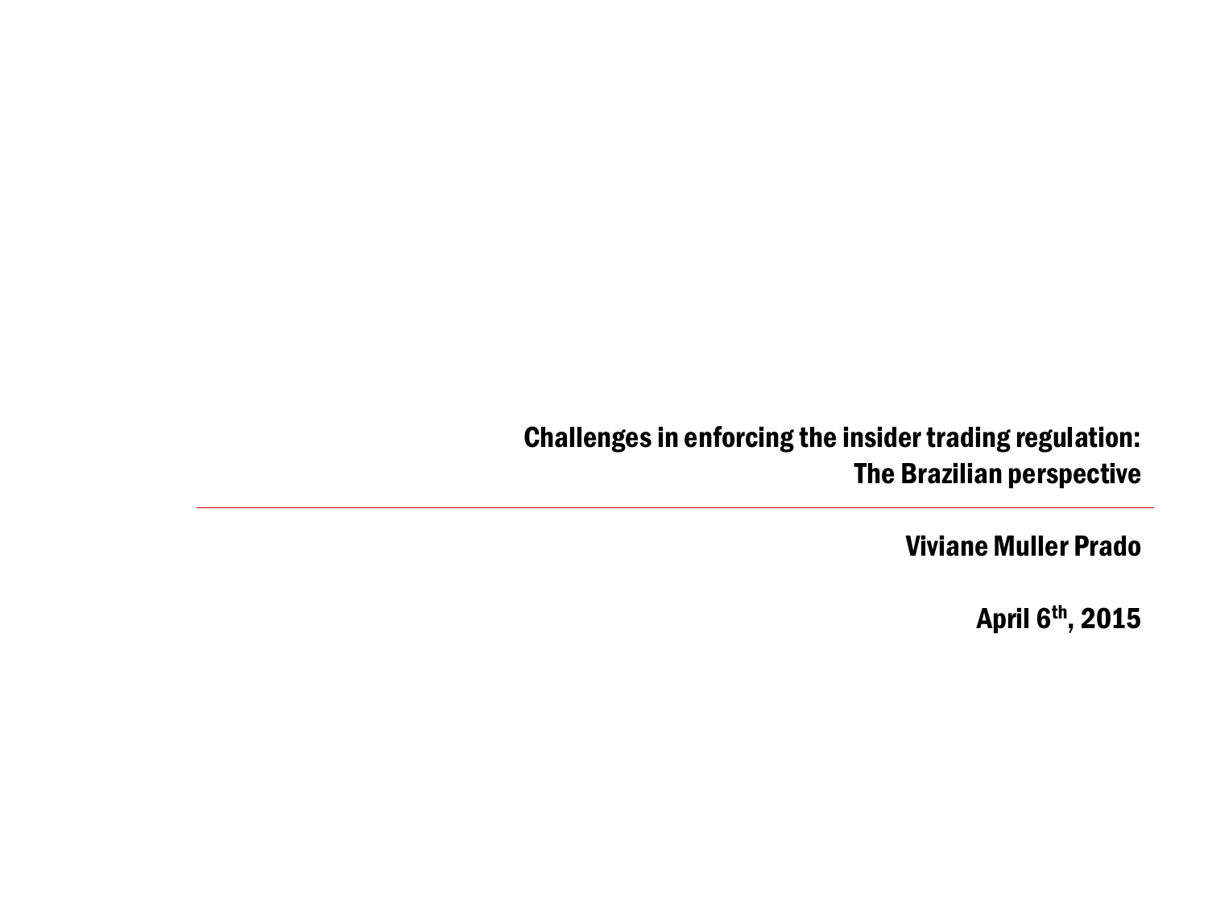# Challenges in enforcing the insider trading regulation: The Brazilian perspective

**Viviane Muller Prado**

**April 6th, 2015**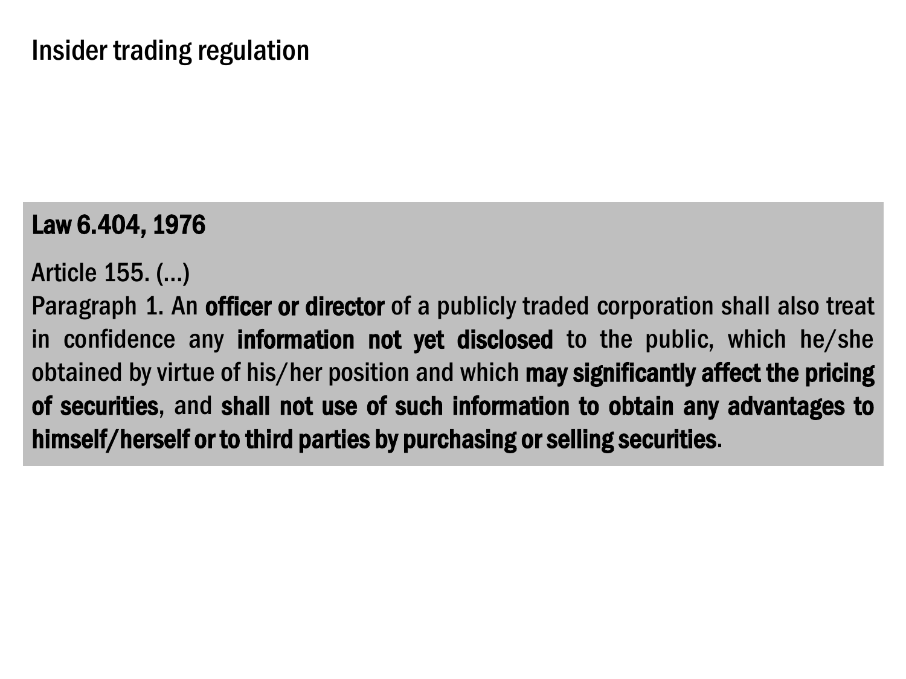# Insider trading regulation

**Law 6.404, 1976**

Article 155. (...)
Paragraph 1. An **officer or director** of a publicly traded corporation shall also treat in confidence any **information not yet disclosed** to the public, which he/she obtained by virtue of his/her position and which **may significantly affect the pricing of securities**, and **shall not use of such information to obtain any advantages to himself/herself or to third parties by purchasing or selling securities**.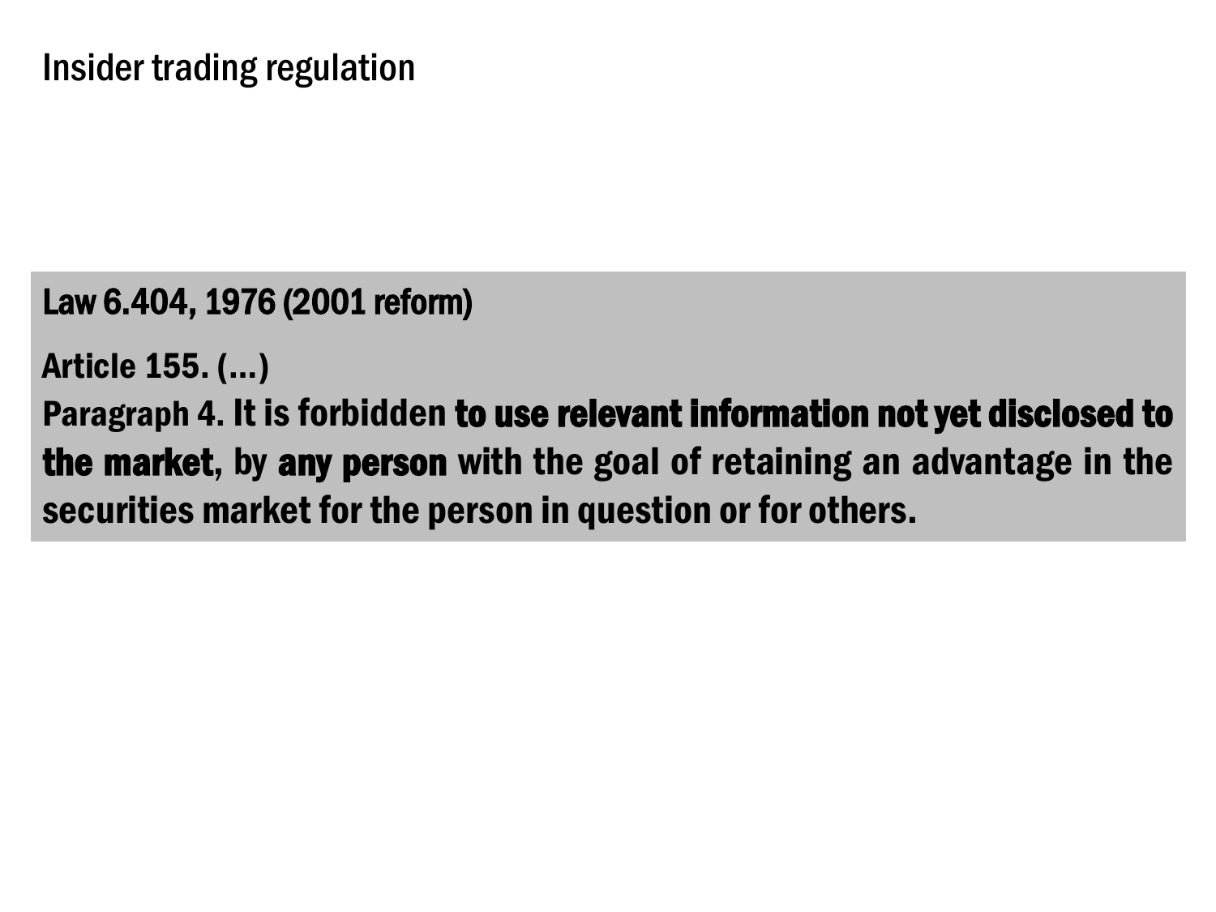# Insider trading regulation

**Law 6.404, 1976 (2001 reform)**

**Article 155. (...)**

**Paragraph 4. It is forbidden to use relevant information not yet disclosed to the market, by any person with the goal of retaining an advantage in the securities market for the person in question or for others.**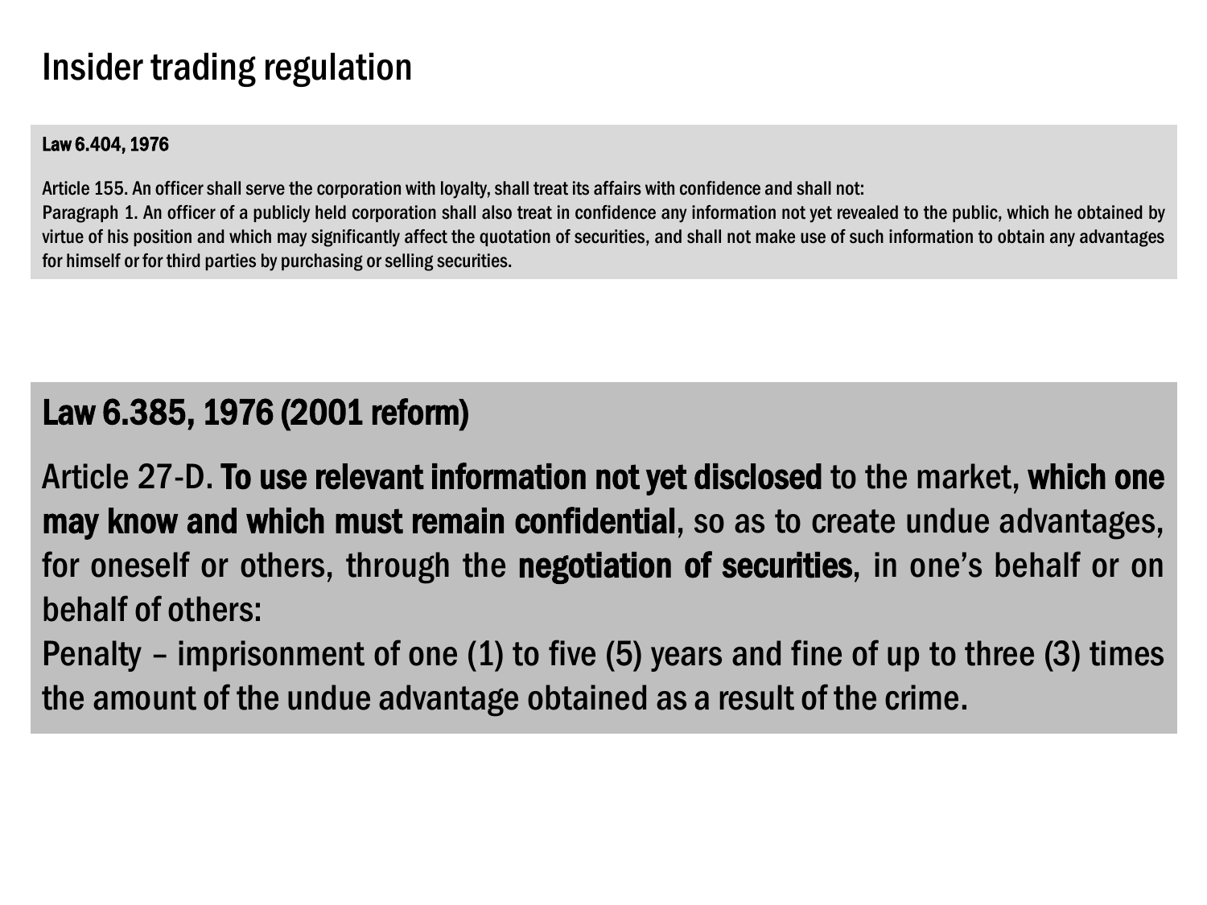# Insider trading regulation

**Law 6.404, 1976**

Article 155. An officer shall serve the corporation with loyalty, shall treat its affairs with confidence and shall not:
Paragraph 1. An officer of a publicly held corporation shall also treat in confidence any information not yet revealed to the public, which he obtained by virtue of his position and which may significantly affect the quotation of securities, and shall not make use of such information to obtain any advantages for himself or for third parties by purchasing or selling securities.

## Law 6.385, 1976 (2001 reform)

Article 27-D. **To use relevant information not yet disclosed** to the market, **which one may know and which must remain confidential**, so as to create undue advantages, for oneself or others, through the **negotiation of securities**, in one's behalf or on behalf of others:
Penalty – imprisonment of one (1) to five (5) years and fine of up to three (3) times the amount of the undue advantage obtained as a result of the crime.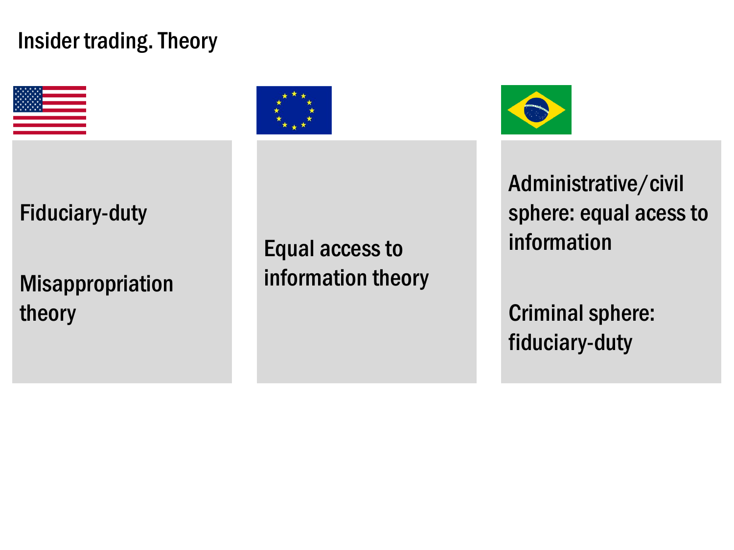# Insider trading. Theory

| United States | European Union | Brazil |
| --- | --- | --- |
| Fiduciary-duty<br><br>Misappropriation theory | Equal access to information theory | Administrative/civil sphere: equal acess to information<br><br>Criminal sphere: fiduciary-duty |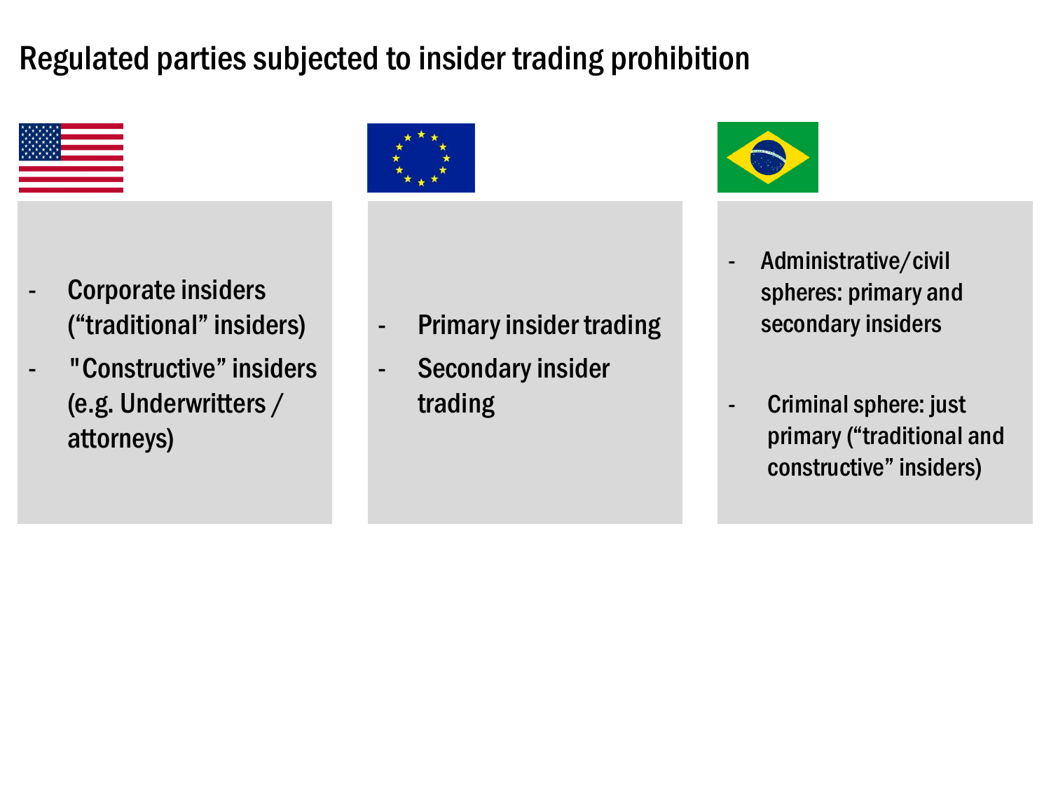# Regulated parties subjected to insider trading prohibition

- Corporate insiders ("traditional" insiders)
- "Constructive" insiders (e.g. Underwritters / attorneys)

- Primary insider trading
- Secondary insider trading

- Administrative/civil spheres: primary and secondary insiders
- Criminal sphere: just primary ("traditional and constructive" insiders)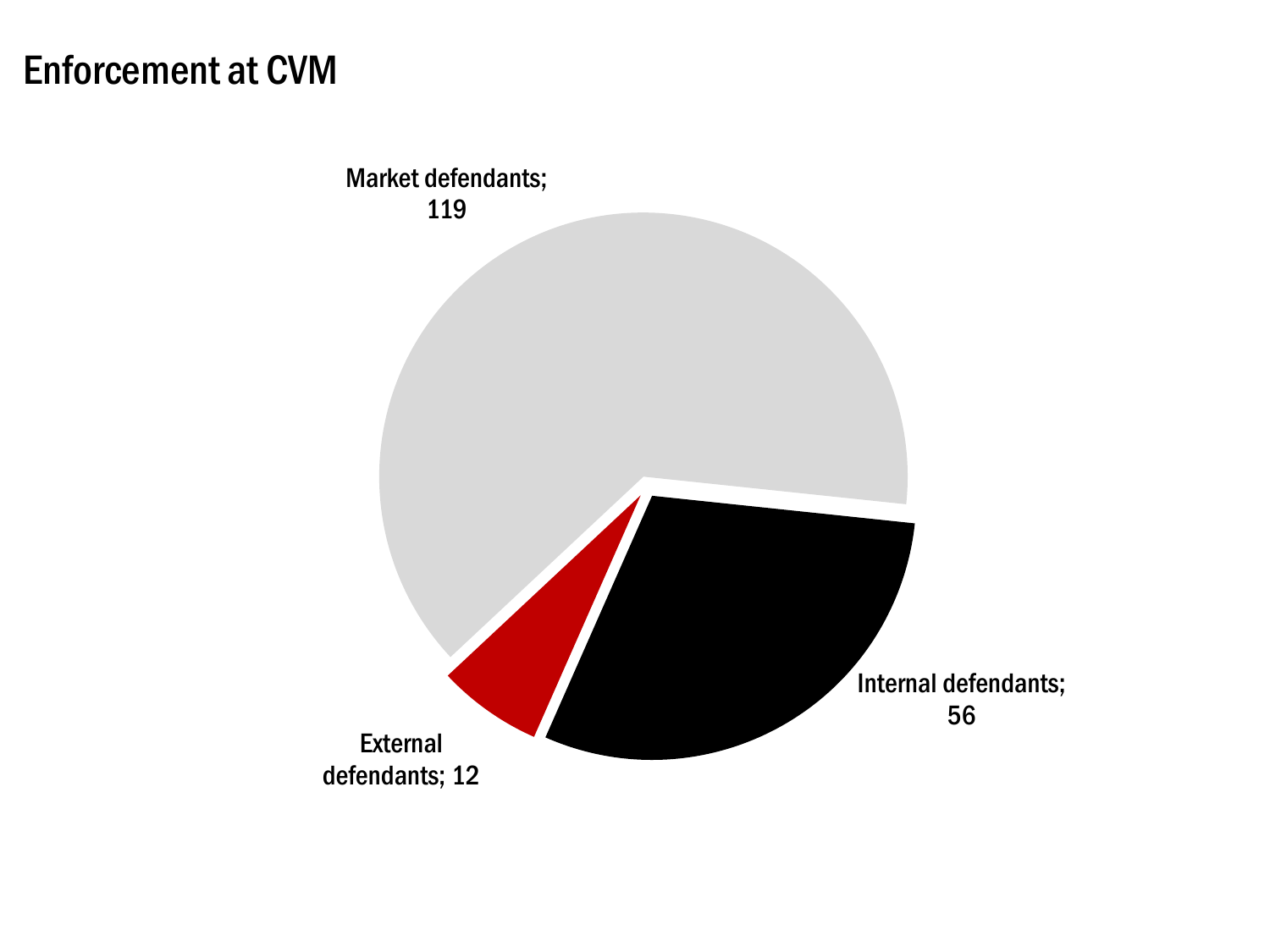# Enforcement at CVM

Market defendants; 119

Internal defendants; 56

External defendants; 12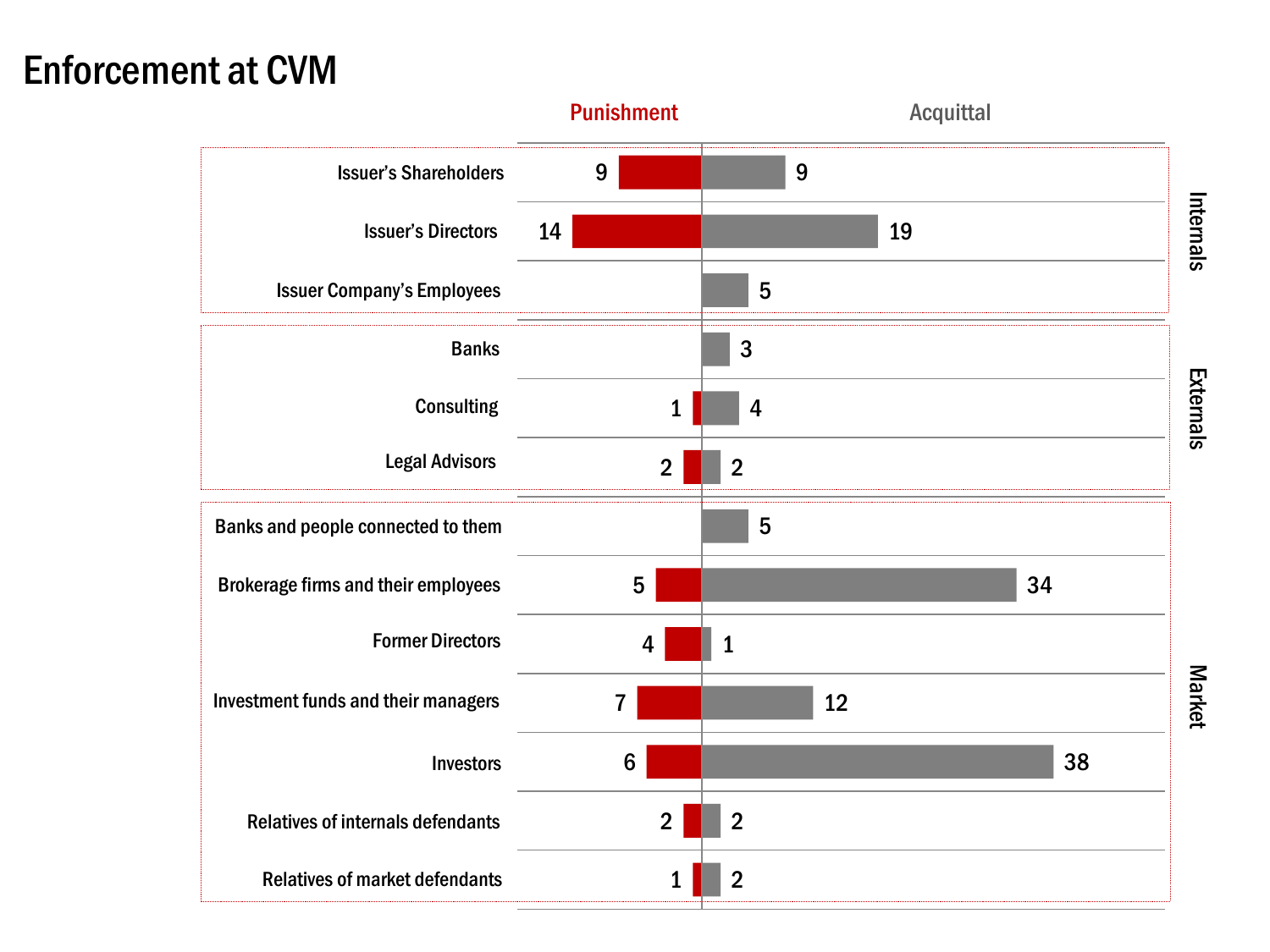# Enforcement at CVM

| Group | Category | Punishment | Acquittal |
|---|---|---|---|
| Internals | Issuer's Shareholders | 9 | 9 |
| Internals | Issuer's Directors | 14 | 19 |
| Internals | Issuer Company's Employees | | 5 |
| Externals | Banks | | 3 |
| Externals | Consulting | 1 | 4 |
| Externals | Legal Advisors | 2 | 2 |
| Market | Banks and people connected to them | | 5 |
| Market | Brokerage firms and their employees | 5 | 34 |
| Market | Former Directors | 4 | 1 |
| Market | Investment funds and their managers | 7 | 12 |
| Market | Investors | 6 | 38 |
| Market | Relatives of internals defendants | 2 | 2 |
| Market | Relatives of market defendants | 1 | 2 |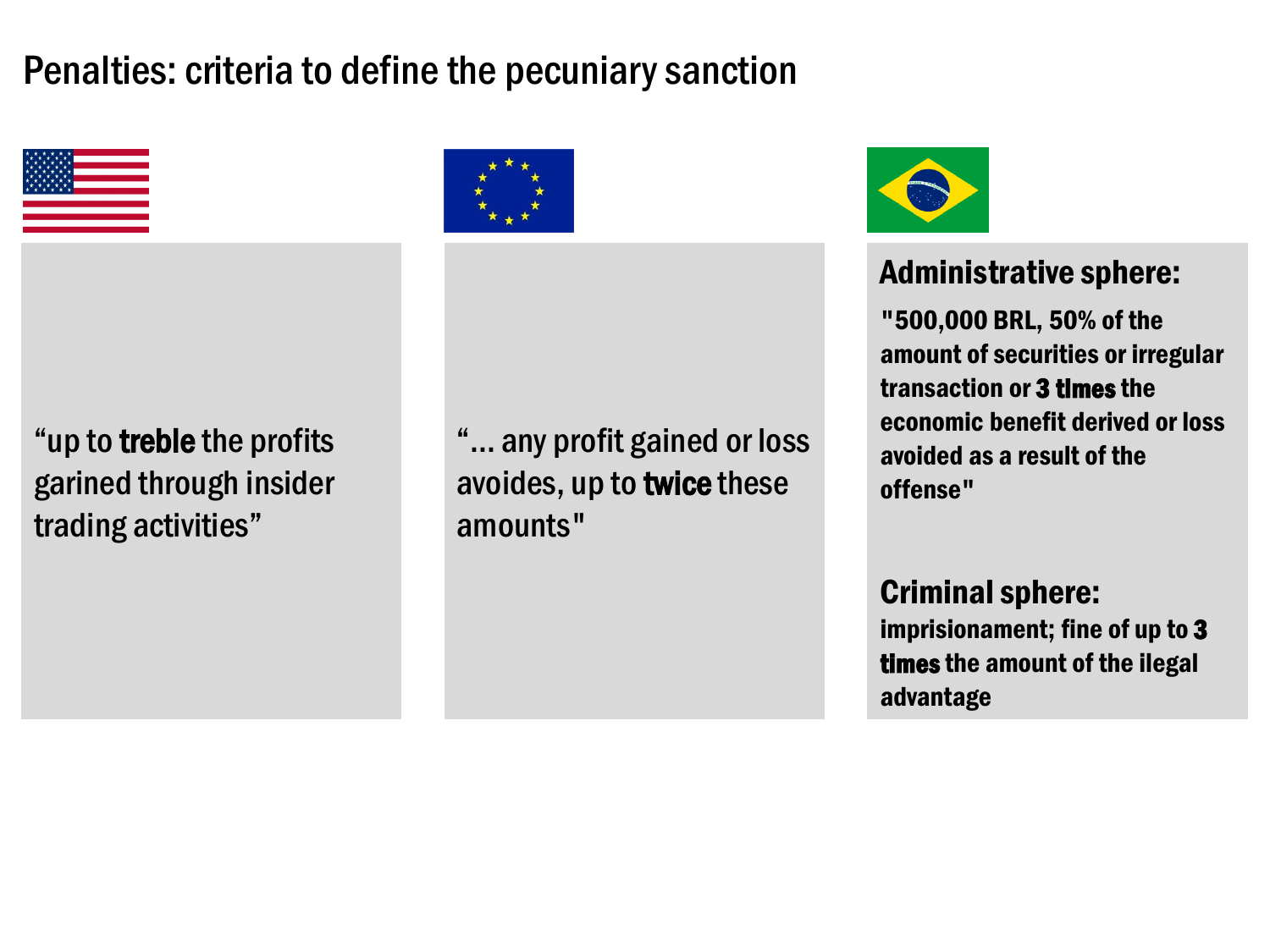# Penalties: criteria to define the pecuniary sanction

“up to **treble** the profits garined through insider trading activities”

“... any profit gained or loss avoides, up to **twice** these amounts"

**Administrative sphere:**

**"500,000 BRL, 50% of the amount of securities or irregular transaction or 3 times the economic benefit derived or loss avoided as a result of the offense"**

**Criminal sphere:**

**imprisionament; fine of up to 3 times the amount of the ilegal advantage**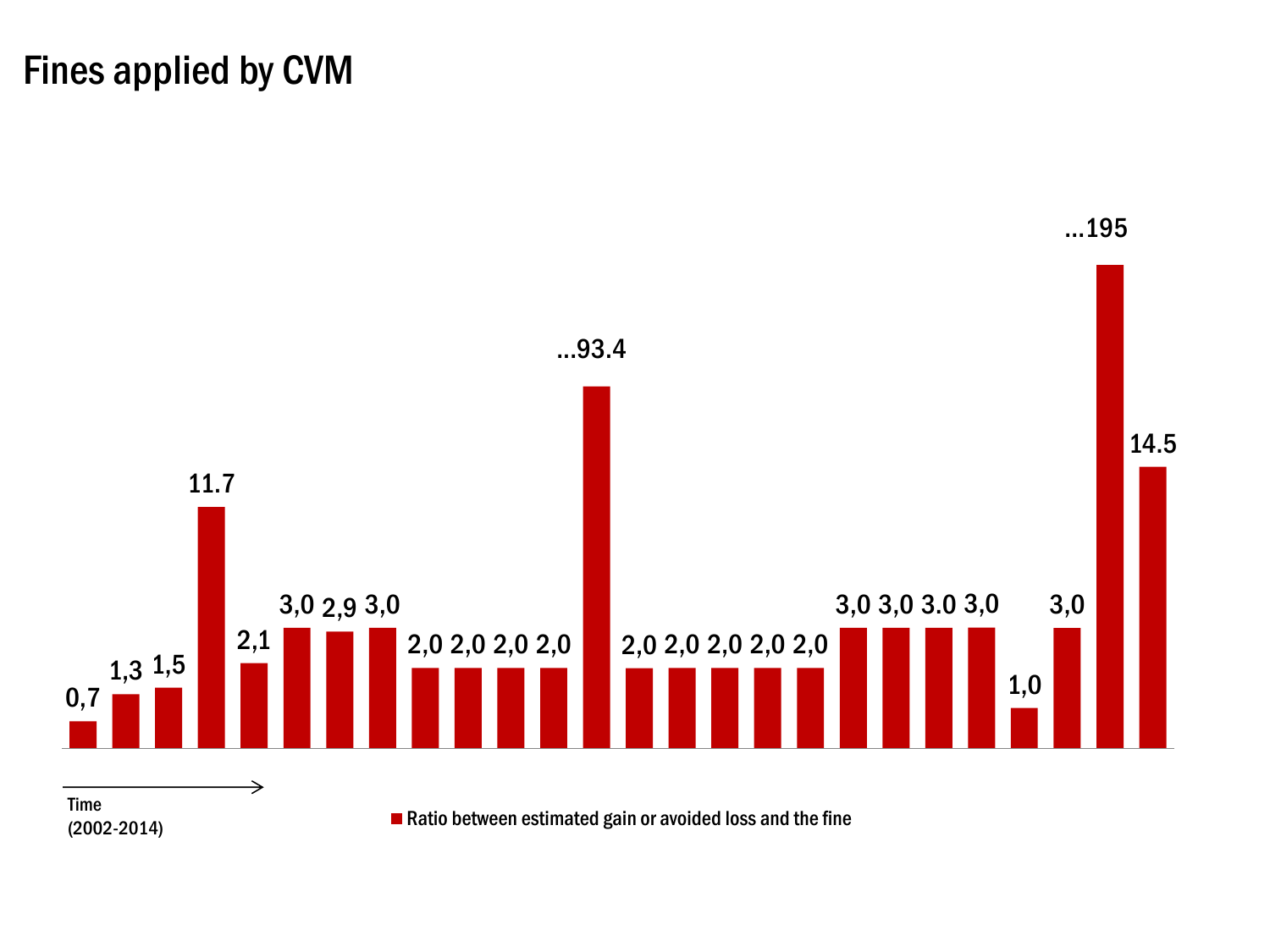# Fines applied by CVM

| Ratio between estimated gain or avoided loss and the fine |
|---|
| 0,7 |
| 1,3 |
| 1,5 |
| 11.7 |
| 2,1 |
| 3,0 |
| 2,9 |
| 3,0 |
| 2,0 |
| 2,0 |
| 2,0 |
| 2,0 |
| ...93.4 |
| 2,0 |
| 2,0 |
| 2,0 |
| 2,0 |
| 2,0 |
| 3,0 |
| 3,0 |
| 3.0 |
| 3,0 |
| 1,0 |
| 3,0 |
| ...195 |
| 14.5 |

Time
(2002-2014)

Ratio between estimated gain or avoided loss and the fine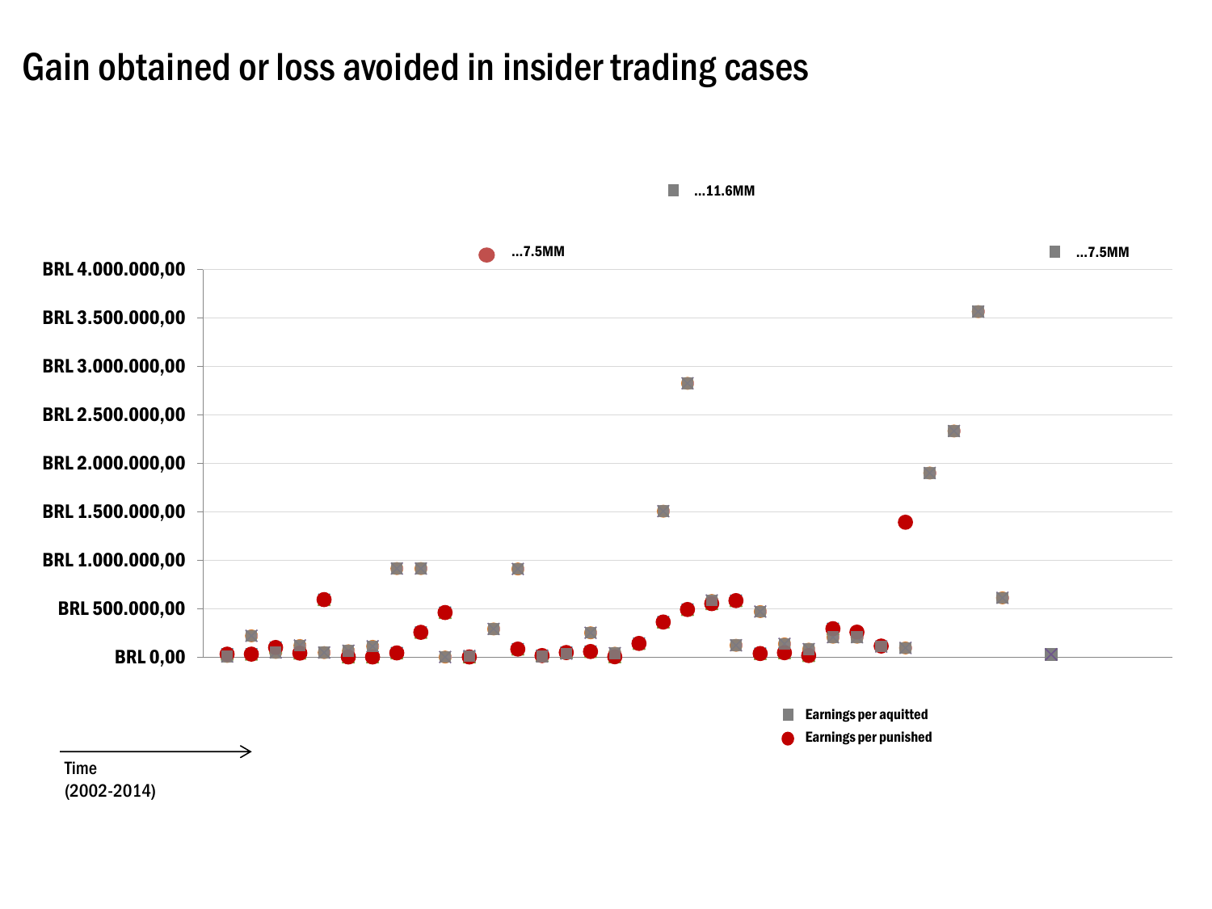# Gain obtained or loss avoided in insider trading cases

...11.6MM

...7.5MM

...7.5MM

BRL 4.000.000,00

BRL 3.500.000,00

BRL 3.000.000,00

BRL 2.500.000,00

BRL 2.000.000,00

BRL 1.500.000,00

BRL 1.000.000,00

BRL 500.000,00

BRL 0,00

Earnings per aquitted

Earnings per punished

Time
(2002-2014)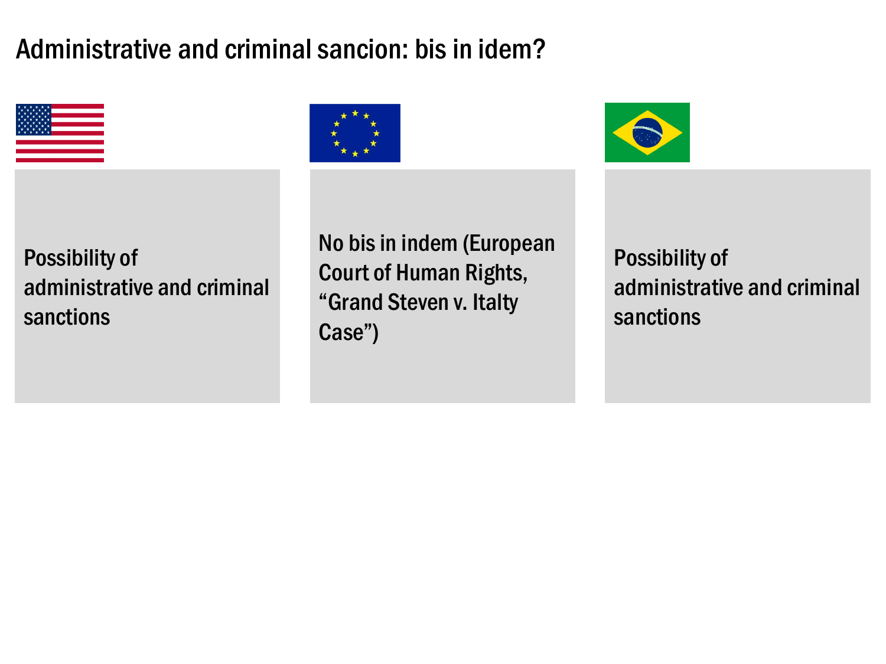# Administrative and criminal sancion: bis in idem?

Possibility of administrative and criminal sanctions

No bis in indem (European Court of Human Rights, “Grand Steven v. Italty Case”)

Possibility of administrative and criminal sanctions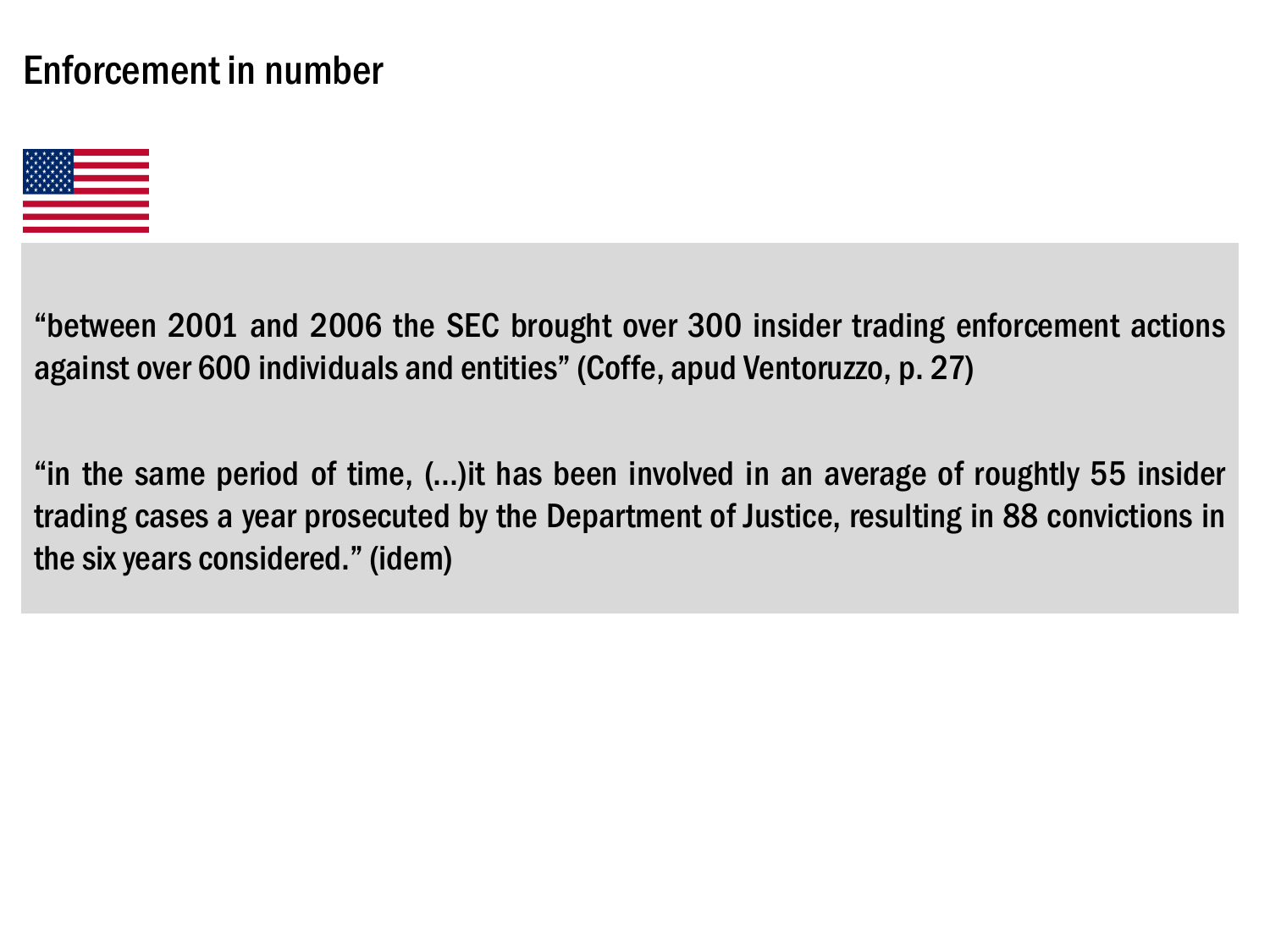# Enforcement in number

"between 2001 and 2006 the SEC brought over 300 insider trading enforcement actions against over 600 individuals and entities" (Coffe, apud Ventoruzzo, p. 27)

"in the same period of time, (…)it has been involved in an average of roughtly 55 insider trading cases a year prosecuted by the Department of Justice, resulting in 88 convictions in the six years considered." (idem)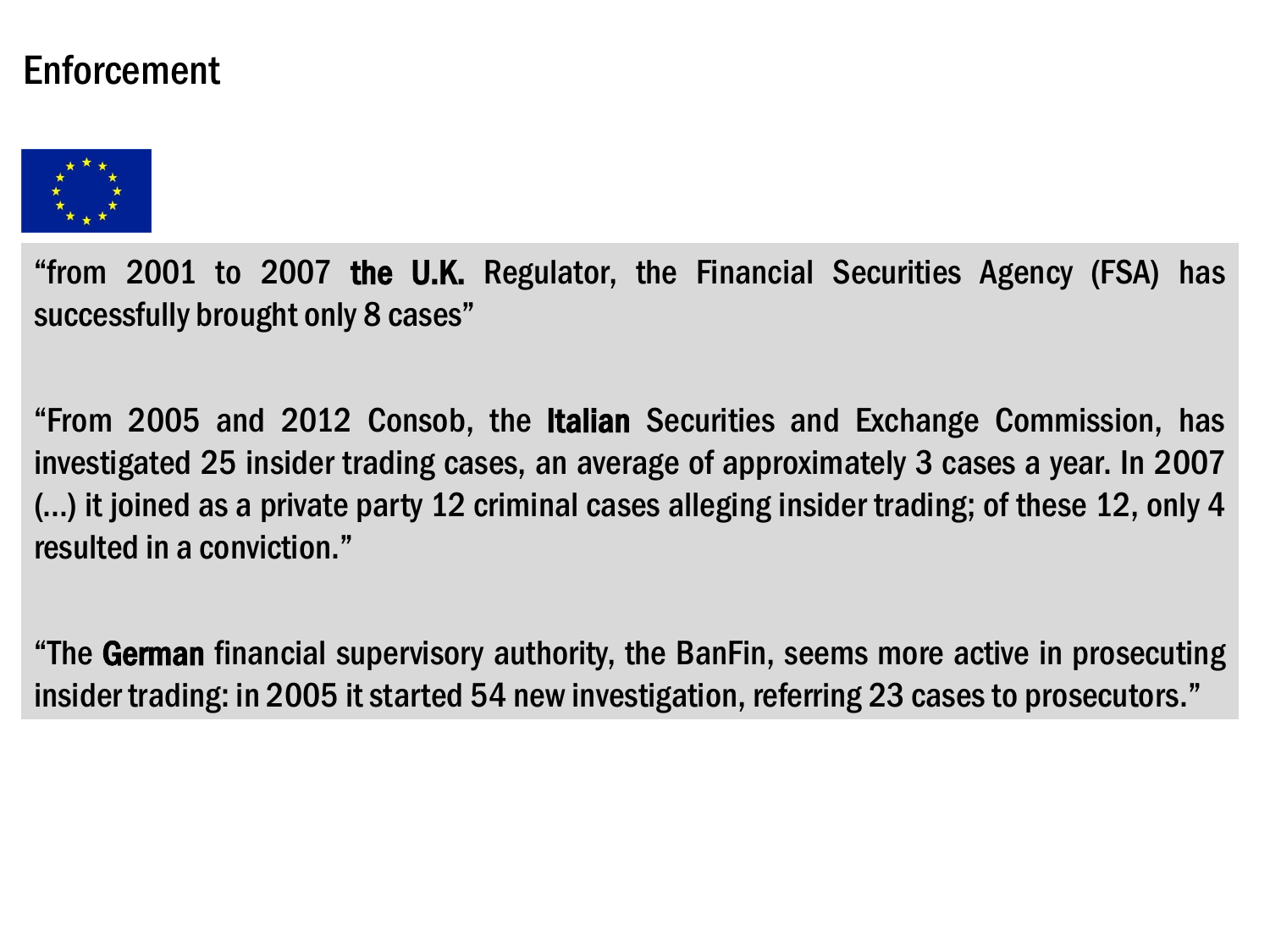# Enforcement

“from 2001 to 2007 **the U.K.** Regulator, the Financial Securities Agency (FSA) has successfully brought only 8 cases”

“From 2005 and 2012 Consob, the **Italian** Securities and Exchange Commission, has investigated 25 insider trading cases, an average of approximately 3 cases a year. In 2007 (…) it joined as a private party 12 criminal cases alleging insider trading; of these 12, only 4 resulted in a conviction.”

“The **German** financial supervisory authority, the BanFin, seems more active in prosecuting insider trading: in 2005 it started 54 new investigation, referring 23 cases to prosecutors.”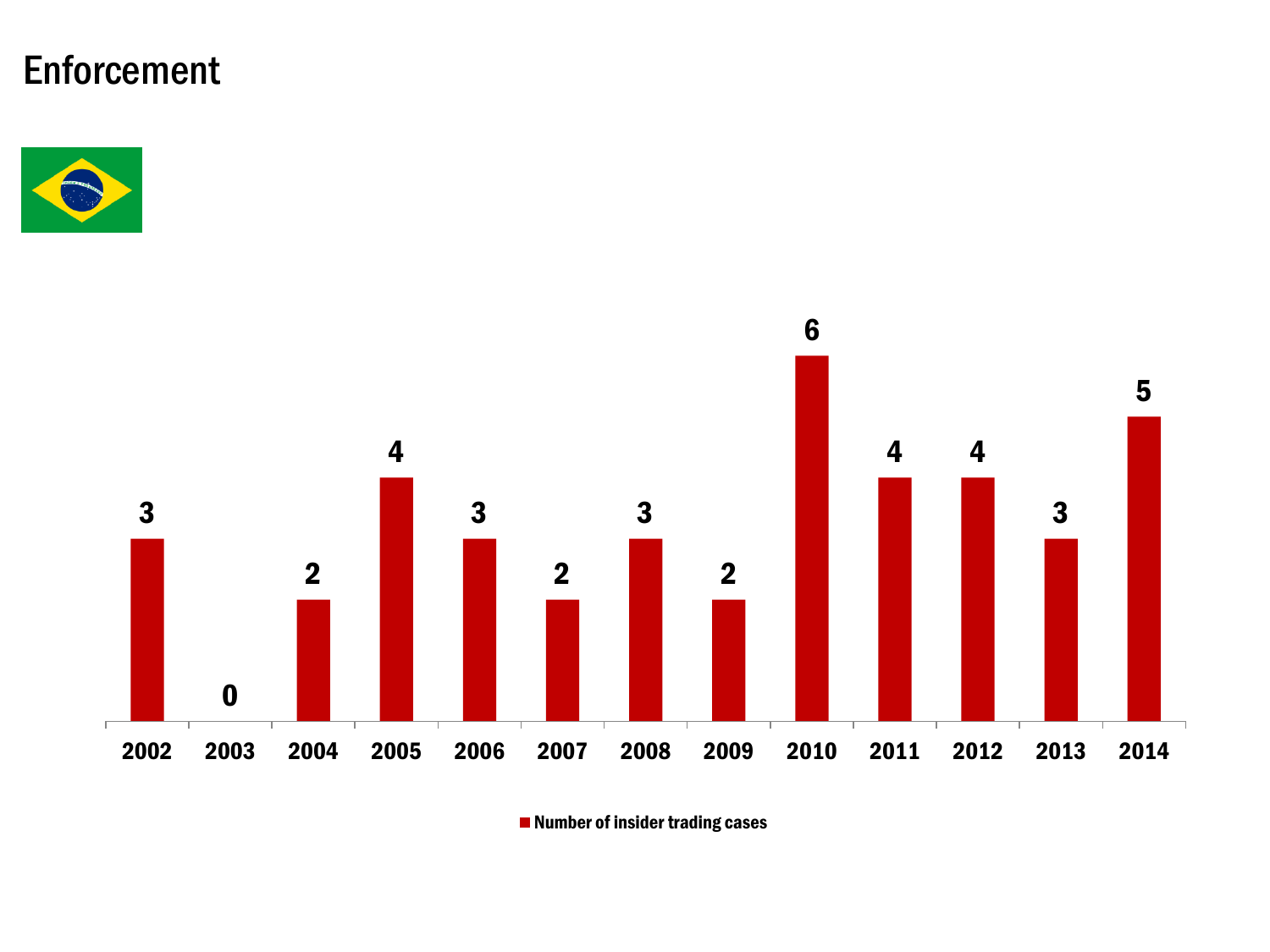# Enforcement

| Year | Number of insider trading cases |
|---|---|
| 2002 | 3 |
| 2003 | 0 |
| 2004 | 2 |
| 2005 | 4 |
| 2006 | 3 |
| 2007 | 2 |
| 2008 | 3 |
| 2009 | 2 |
| 2010 | 6 |
| 2011 | 4 |
| 2012 | 4 |
| 2013 | 3 |
| 2014 | 5 |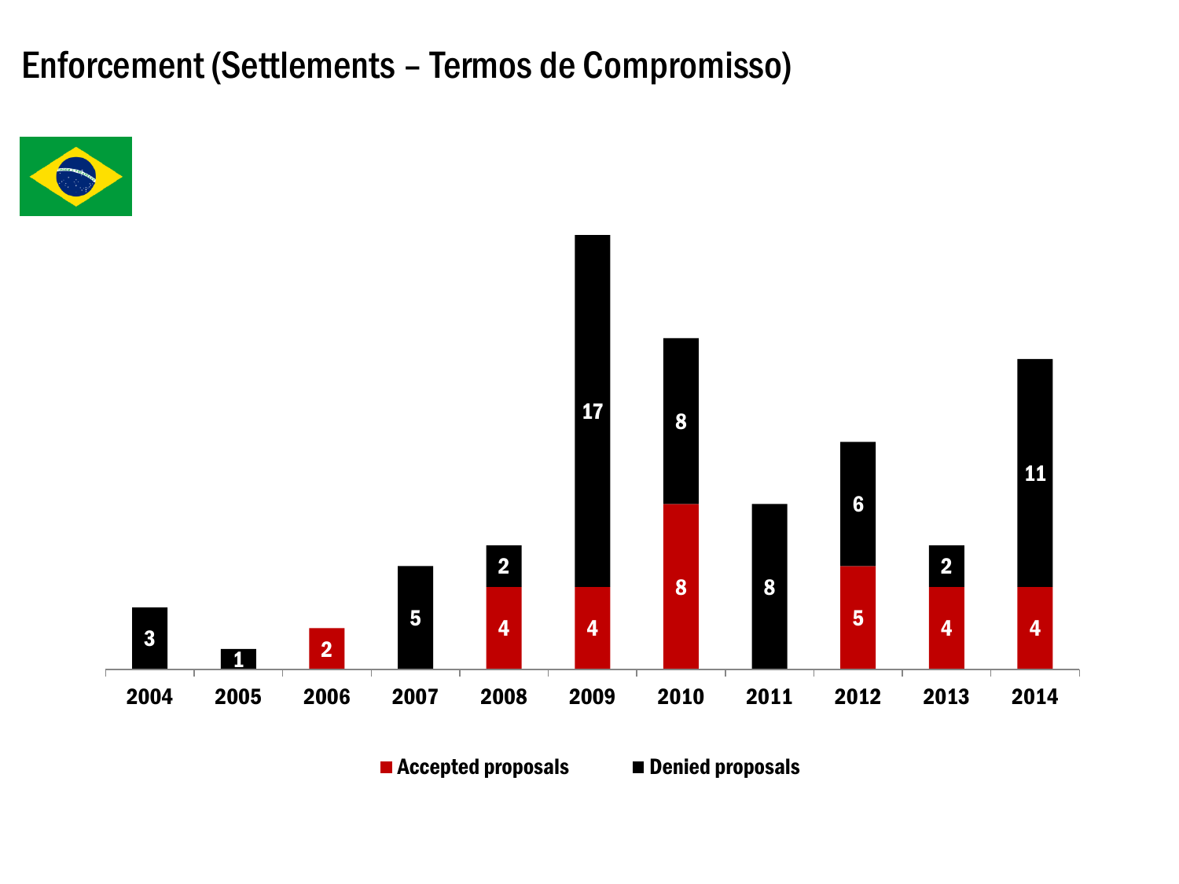# Enforcement (Settlements – Termos de Compromisso)

| Year | Accepted proposals | Denied proposals |
|---|---|---|
| 2004 | | 3 |
| 2005 | | 1 |
| 2006 | 2 | |
| 2007 | | 5 |
| 2008 | 4 | 2 |
| 2009 | 4 | 17 |
| 2010 | 8 | 8 |
| 2011 | | 8 |
| 2012 | 5 | 6 |
| 2013 | 4 | 2 |
| 2014 | 4 | 11 |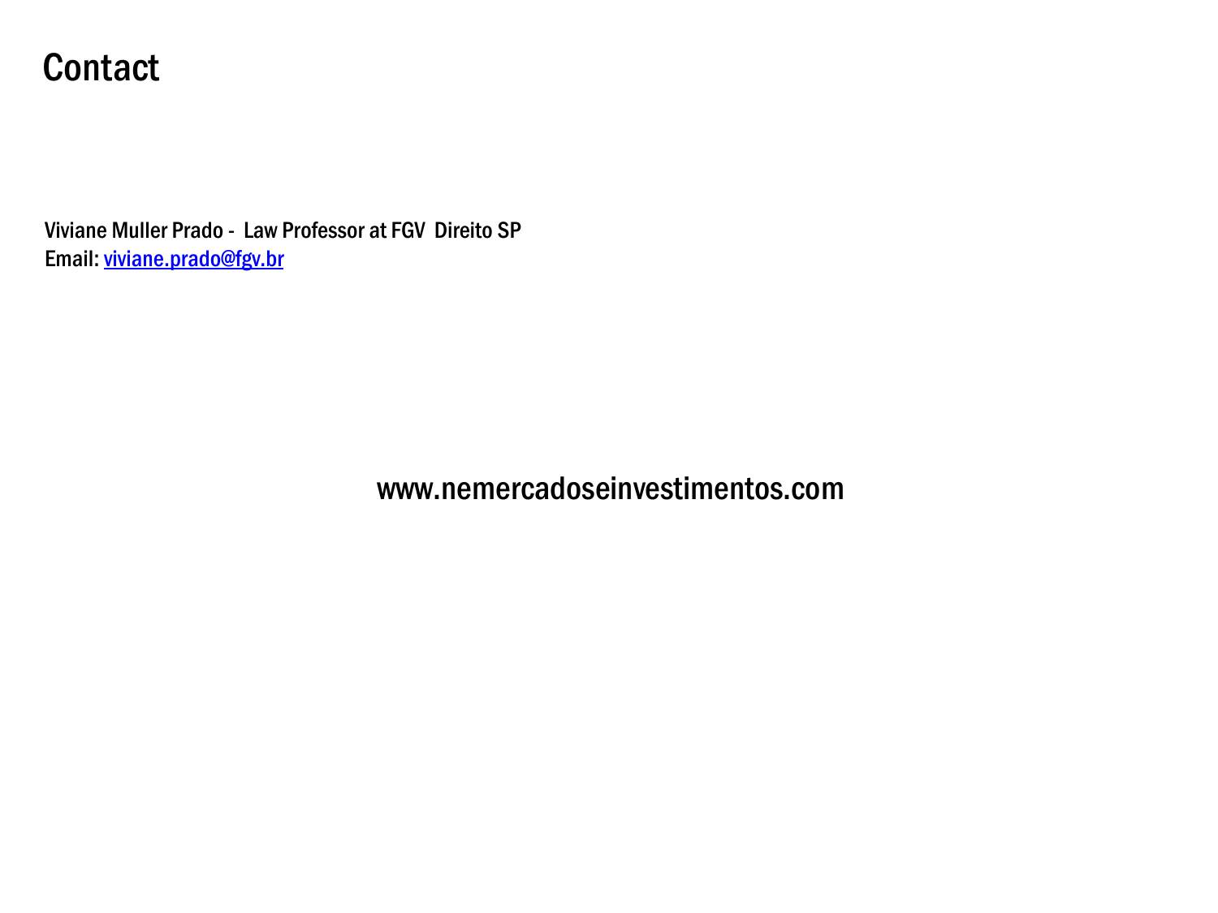# Contact

Viviane Muller Prado - Law Professor at FGV Direito SP
Email: viviane.prado@fgv.br

www.nemercadoseinvestimentos.com